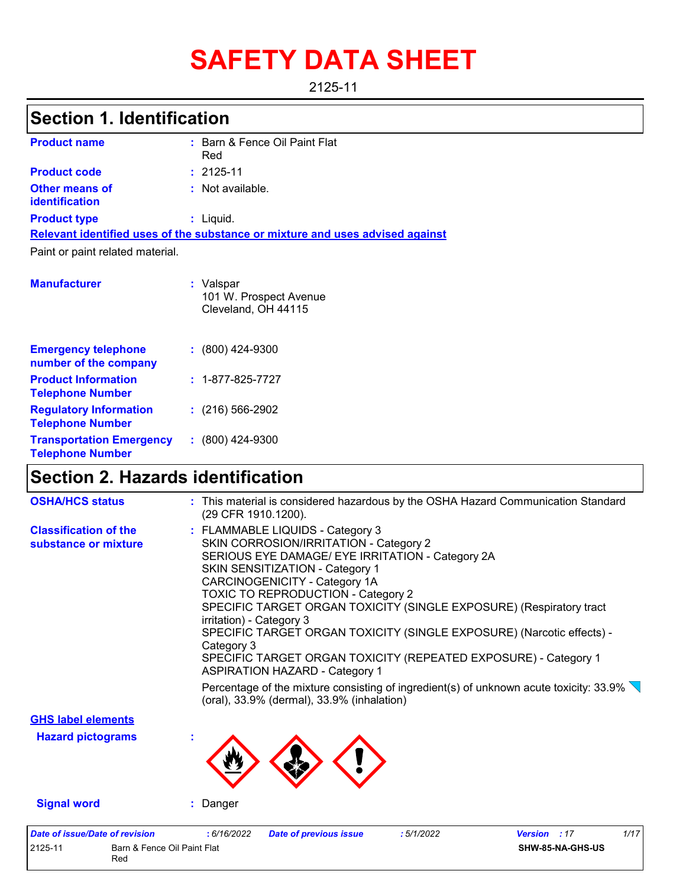# SAFETY DATA SHEET

2125-11

## Section 1. Identification

**Product name** : Barn & Fence Oil Paint Flat Red

**Product code** : 2125-11

**Other means of identification** : Not available.

**Product type** : Liquid.

**Relevant identified uses of the substance or mixture and uses advised against**

Paint or paint related material.

**Manufacturer** : Valspar
101 W. Prospect Avenue
Cleveland, OH 44115

**Emergency telephone number of the company** : (800) 424-9300

**Product Information Telephone Number** : 1-877-825-7727

**Regulatory Information Telephone Number** : (216) 566-2902

**Transportation Emergency Telephone Number** : (800) 424-9300

## Section 2. Hazards identification

**OSHA/HCS status** : This material is considered hazardous by the OSHA Hazard Communication Standard (29 CFR 1910.1200).

**Classification of the substance or mixture** : FLAMMABLE LIQUIDS - Category 3
SKIN CORROSION/IRRITATION - Category 2
SERIOUS EYE DAMAGE/ EYE IRRITATION - Category 2A
SKIN SENSITIZATION - Category 1
CARCINOGENICITY - Category 1A
TOXIC TO REPRODUCTION - Category 2
SPECIFIC TARGET ORGAN TOXICITY (SINGLE EXPOSURE) (Respiratory tract irritation) - Category 3
SPECIFIC TARGET ORGAN TOXICITY (SINGLE EXPOSURE) (Narcotic effects) - Category 3
SPECIFIC TARGET ORGAN TOXICITY (REPEATED EXPOSURE) - Category 1
ASPIRATION HAZARD - Category 1

Percentage of the mixture consisting of ingredient(s) of unknown acute toxicity: 33.9% (oral), 33.9% (dermal), 33.9% (inhalation)

**GHS label elements**

**Hazard pictograms** :

**Signal word** : Danger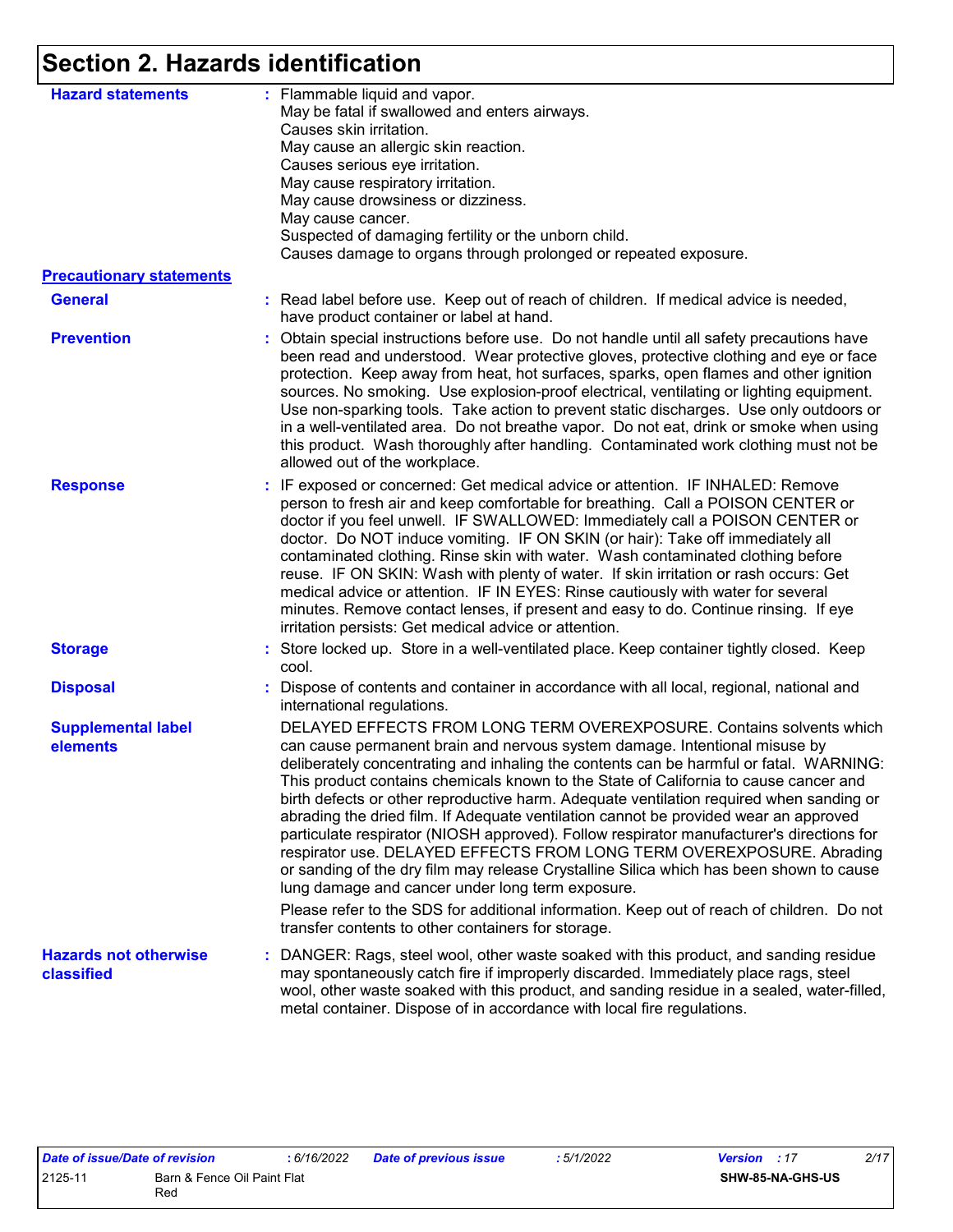# Section 2. Hazards identification

**Hazard statements** : Flammable liquid and vapor.
May be fatal if swallowed and enters airways.
Causes skin irritation.
May cause an allergic skin reaction.
Causes serious eye irritation.
May cause respiratory irritation.
May cause drowsiness or dizziness.
May cause cancer.
Suspected of damaging fertility or the unborn child.
Causes damage to organs through prolonged or repeated exposure.

## Precautionary statements

**General** : Read label before use. Keep out of reach of children. If medical advice is needed, have product container or label at hand.

**Prevention** : Obtain special instructions before use. Do not handle until all safety precautions have been read and understood. Wear protective gloves, protective clothing and eye or face protection. Keep away from heat, hot surfaces, sparks, open flames and other ignition sources. No smoking. Use explosion-proof electrical, ventilating or lighting equipment. Use non-sparking tools. Take action to prevent static discharges. Use only outdoors or in a well-ventilated area. Do not breathe vapor. Do not eat, drink or smoke when using this product. Wash thoroughly after handling. Contaminated work clothing must not be allowed out of the workplace.

**Response** : IF exposed or concerned: Get medical advice or attention. IF INHALED: Remove person to fresh air and keep comfortable for breathing. Call a POISON CENTER or doctor if you feel unwell. IF SWALLOWED: Immediately call a POISON CENTER or doctor. Do NOT induce vomiting. IF ON SKIN (or hair): Take off immediately all contaminated clothing. Rinse skin with water. Wash contaminated clothing before reuse. IF ON SKIN: Wash with plenty of water. If skin irritation or rash occurs: Get medical advice or attention. IF IN EYES: Rinse cautiously with water for several minutes. Remove contact lenses, if present and easy to do. Continue rinsing. If eye irritation persists: Get medical advice or attention.

**Storage** : Store locked up. Store in a well-ventilated place. Keep container tightly closed. Keep cool.

**Disposal** : Dispose of contents and container in accordance with all local, regional, national and international regulations.

**Supplemental label elements**

DELAYED EFFECTS FROM LONG TERM OVEREXPOSURE. Contains solvents which can cause permanent brain and nervous system damage. Intentional misuse by deliberately concentrating and inhaling the contents can be harmful or fatal. WARNING: This product contains chemicals known to the State of California to cause cancer and birth defects or other reproductive harm. Adequate ventilation required when sanding or abrading the dried film. If Adequate ventilation cannot be provided wear an approved particulate respirator (NIOSH approved). Follow respirator manufacturer's directions for respirator use. DELAYED EFFECTS FROM LONG TERM OVEREXPOSURE. Abrading or sanding of the dry film may release Crystalline Silica which has been shown to cause lung damage and cancer under long term exposure.

Please refer to the SDS for additional information. Keep out of reach of children. Do not transfer contents to other containers for storage.

**Hazards not otherwise classified** : DANGER: Rags, steel wool, other waste soaked with this product, and sanding residue may spontaneously catch fire if improperly discarded. Immediately place rags, steel wool, other waste soaked with this product, and sanding residue in a sealed, water-filled, metal container. Dispose of in accordance with local fire regulations.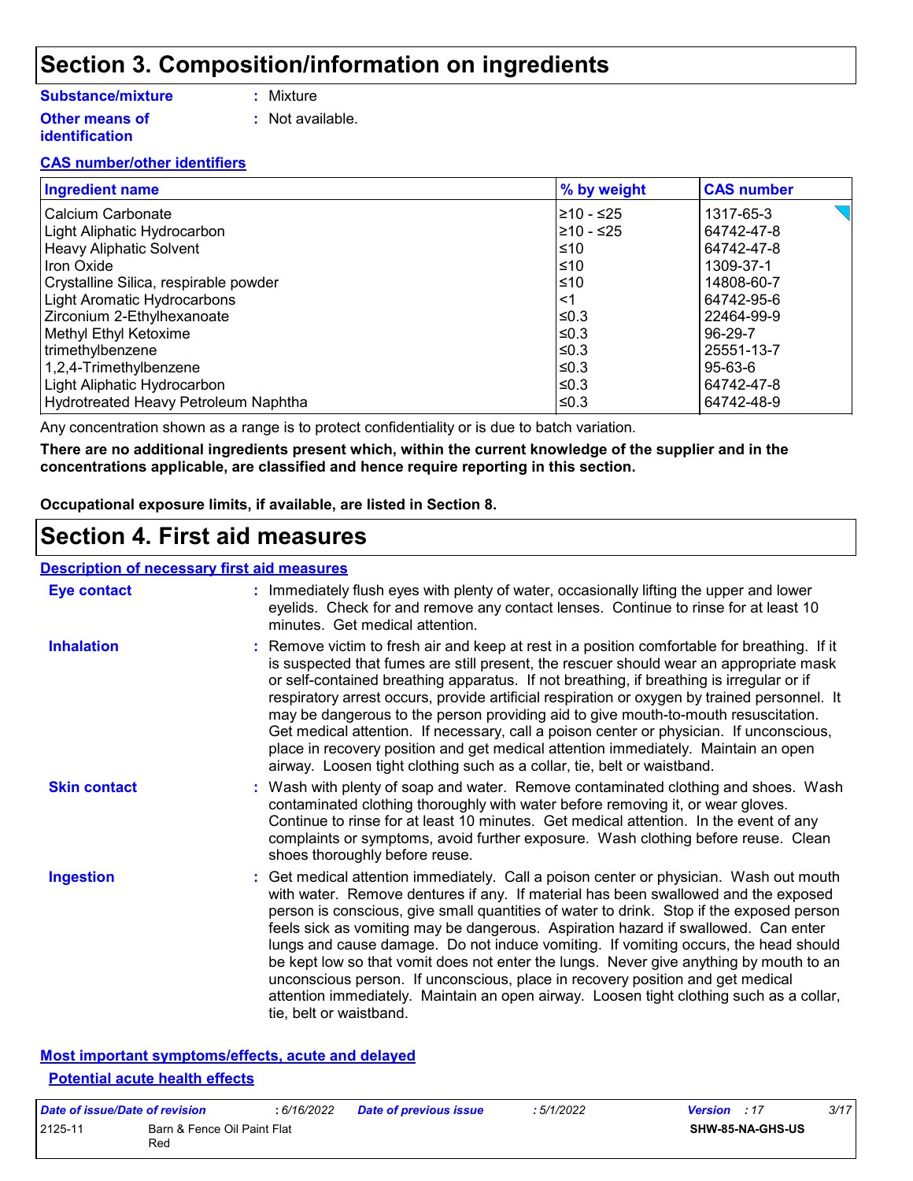# Section 3. Composition/information on ingredients

**Substance/mixture** : Mixture

**Other means of identification** : Not available.

**CAS number/other identifiers**

| Ingredient name | % by weight | CAS number |
|---|---|---|
| Calcium Carbonate | ≥10 - ≤25 | 1317-65-3 |
| Light Aliphatic Hydrocarbon | ≥10 - ≤25 | 64742-47-8 |
| Heavy Aliphatic Solvent | ≤10 | 64742-47-8 |
| Iron Oxide | ≤10 | 1309-37-1 |
| Crystalline Silica, respirable powder | ≤10 | 14808-60-7 |
| Light Aromatic Hydrocarbons | <1 | 64742-95-6 |
| Zirconium 2-Ethylhexanoate | ≤0.3 | 22464-99-9 |
| Methyl Ethyl Ketoxime | ≤0.3 | 96-29-7 |
| trimethylbenzene | ≤0.3 | 25551-13-7 |
| 1,2,4-Trimethylbenzene | ≤0.3 | 95-63-6 |
| Light Aliphatic Hydrocarbon | ≤0.3 | 64742-47-8 |
| Hydrotreated Heavy Petroleum Naphtha | ≤0.3 | 64742-48-9 |

Any concentration shown as a range is to protect confidentiality or is due to batch variation.

**There are no additional ingredients present which, within the current knowledge of the supplier and in the concentrations applicable, are classified and hence require reporting in this section.**

**Occupational exposure limits, if available, are listed in Section 8.**

# Section 4. First aid measures

**Description of necessary first aid measures**

**Eye contact** : Immediately flush eyes with plenty of water, occasionally lifting the upper and lower eyelids. Check for and remove any contact lenses. Continue to rinse for at least 10 minutes. Get medical attention.

**Inhalation** : Remove victim to fresh air and keep at rest in a position comfortable for breathing. If it is suspected that fumes are still present, the rescuer should wear an appropriate mask or self-contained breathing apparatus. If not breathing, if breathing is irregular or if respiratory arrest occurs, provide artificial respiration or oxygen by trained personnel. It may be dangerous to the person providing aid to give mouth-to-mouth resuscitation. Get medical attention. If necessary, call a poison center or physician. If unconscious, place in recovery position and get medical attention immediately. Maintain an open airway. Loosen tight clothing such as a collar, tie, belt or waistband.

**Skin contact** : Wash with plenty of soap and water. Remove contaminated clothing and shoes. Wash contaminated clothing thoroughly with water before removing it, or wear gloves. Continue to rinse for at least 10 minutes. Get medical attention. In the event of any complaints or symptoms, avoid further exposure. Wash clothing before reuse. Clean shoes thoroughly before reuse.

**Ingestion** : Get medical attention immediately. Call a poison center or physician. Wash out mouth with water. Remove dentures if any. If material has been swallowed and the exposed person is conscious, give small quantities of water to drink. Stop if the exposed person feels sick as vomiting may be dangerous. Aspiration hazard if swallowed. Can enter lungs and cause damage. Do not induce vomiting. If vomiting occurs, the head should be kept low so that vomit does not enter the lungs. Never give anything by mouth to an unconscious person. If unconscious, place in recovery position and get medical attention immediately. Maintain an open airway. Loosen tight clothing such as a collar, tie, belt or waistband.

**Most important symptoms/effects, acute and delayed**

**Potential acute health effects**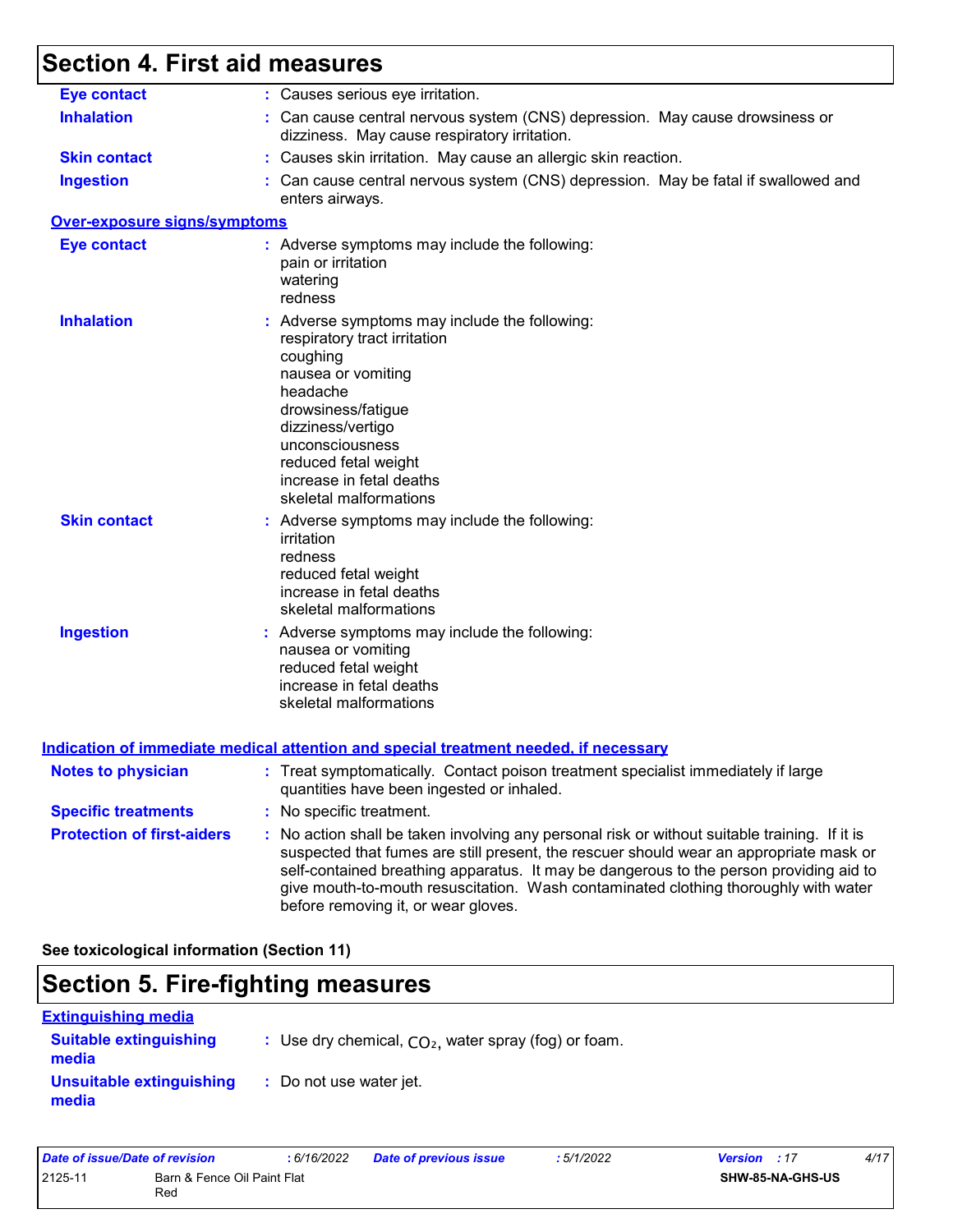## Section 4. First aid measures

**Eye contact** : Causes serious eye irritation.

**Inhalation** : Can cause central nervous system (CNS) depression. May cause drowsiness or dizziness. May cause respiratory irritation.

**Skin contact** : Causes skin irritation. May cause an allergic skin reaction.

**Ingestion** : Can cause central nervous system (CNS) depression. May be fatal if swallowed and enters airways.

### Over-exposure signs/symptoms

**Eye contact** : Adverse symptoms may include the following:
pain or irritation
watering
redness

**Inhalation** : Adverse symptoms may include the following:
respiratory tract irritation
coughing
nausea or vomiting
headache
drowsiness/fatigue
dizziness/vertigo
unconsciousness
reduced fetal weight
increase in fetal deaths
skeletal malformations

**Skin contact** : Adverse symptoms may include the following:
irritation
redness
reduced fetal weight
increase in fetal deaths
skeletal malformations

**Ingestion** : Adverse symptoms may include the following:
nausea or vomiting
reduced fetal weight
increase in fetal deaths
skeletal malformations

### Indication of immediate medical attention and special treatment needed, if necessary

**Notes to physician** : Treat symptomatically. Contact poison treatment specialist immediately if large quantities have been ingested or inhaled.

**Specific treatments** : No specific treatment.

**Protection of first-aiders** : No action shall be taken involving any personal risk or without suitable training. If it is suspected that fumes are still present, the rescuer should wear an appropriate mask or self-contained breathing apparatus. It may be dangerous to the person providing aid to give mouth-to-mouth resuscitation. Wash contaminated clothing thoroughly with water before removing it, or wear gloves.

**See toxicological information (Section 11)**

## Section 5. Fire-fighting measures

### Extinguishing media

**Suitable extinguishing media** : Use dry chemical, $CO_2$, water spray (fog) or foam.

**Unsuitable extinguishing media** : Do not use water jet.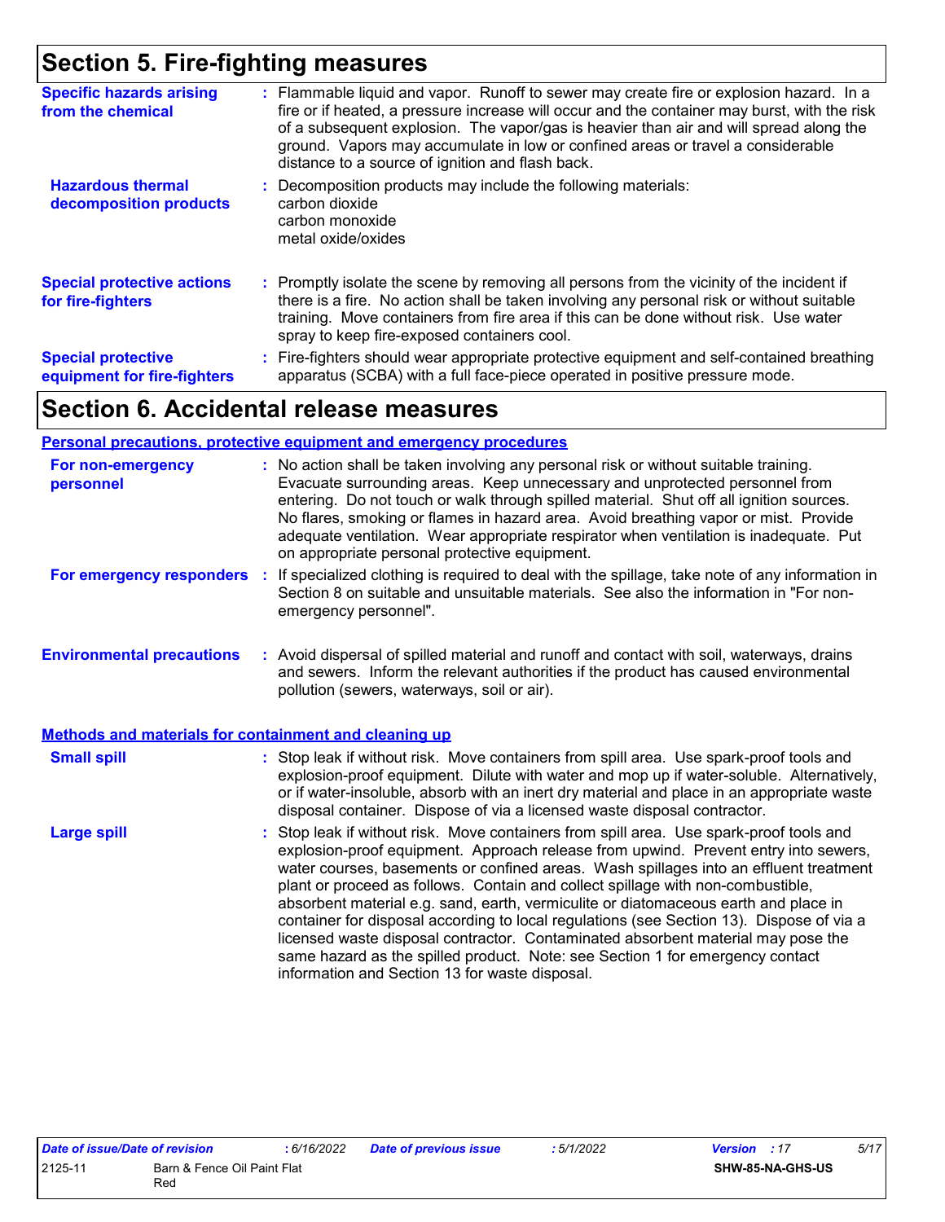## Section 5. Fire-fighting measures

**Specific hazards arising from the chemical** : Flammable liquid and vapor. Runoff to sewer may create fire or explosion hazard. In a fire or if heated, a pressure increase will occur and the container may burst, with the risk of a subsequent explosion. The vapor/gas is heavier than air and will spread along the ground. Vapors may accumulate in low or confined areas or travel a considerable distance to a source of ignition and flash back.

**Hazardous thermal decomposition products** : Decomposition products may include the following materials:
carbon dioxide
carbon monoxide
metal oxide/oxides

**Special protective actions for fire-fighters** : Promptly isolate the scene by removing all persons from the vicinity of the incident if there is a fire. No action shall be taken involving any personal risk or without suitable training. Move containers from fire area if this can be done without risk. Use water spray to keep fire-exposed containers cool.

**Special protective equipment for fire-fighters** : Fire-fighters should wear appropriate protective equipment and self-contained breathing apparatus (SCBA) with a full face-piece operated in positive pressure mode.

## Section 6. Accidental release measures

### Personal precautions, protective equipment and emergency procedures

**For non-emergency personnel** : No action shall be taken involving any personal risk or without suitable training. Evacuate surrounding areas. Keep unnecessary and unprotected personnel from entering. Do not touch or walk through spilled material. Shut off all ignition sources. No flares, smoking or flames in hazard area. Avoid breathing vapor or mist. Provide adequate ventilation. Wear appropriate respirator when ventilation is inadequate. Put on appropriate personal protective equipment.

**For emergency responders** : If specialized clothing is required to deal with the spillage, take note of any information in Section 8 on suitable and unsuitable materials. See also the information in "For non-emergency personnel".

**Environmental precautions** : Avoid dispersal of spilled material and runoff and contact with soil, waterways, drains and sewers. Inform the relevant authorities if the product has caused environmental pollution (sewers, waterways, soil or air).

### Methods and materials for containment and cleaning up

**Small spill** : Stop leak if without risk. Move containers from spill area. Use spark-proof tools and explosion-proof equipment. Dilute with water and mop up if water-soluble. Alternatively, or if water-insoluble, absorb with an inert dry material and place in an appropriate waste disposal container. Dispose of via a licensed waste disposal contractor.

**Large spill** : Stop leak if without risk. Move containers from spill area. Use spark-proof tools and explosion-proof equipment. Approach release from upwind. Prevent entry into sewers, water courses, basements or confined areas. Wash spillages into an effluent treatment plant or proceed as follows. Contain and collect spillage with non-combustible, absorbent material e.g. sand, earth, vermiculite or diatomaceous earth and place in container for disposal according to local regulations (see Section 13). Dispose of via a licensed waste disposal contractor. Contaminated absorbent material may pose the same hazard as the spilled product. Note: see Section 1 for emergency contact information and Section 13 for waste disposal.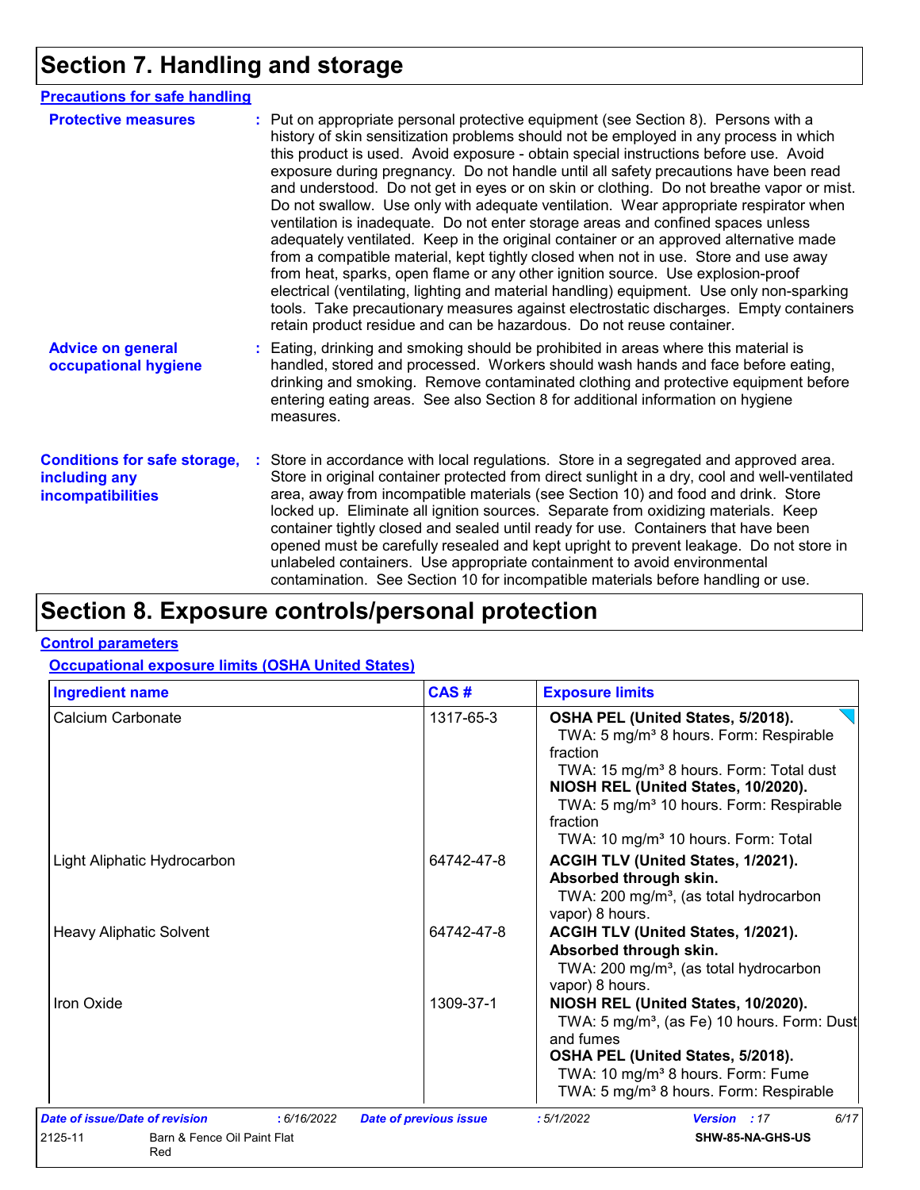# Section 7. Handling and storage

## Precautions for safe handling

**Protective measures** : Put on appropriate personal protective equipment (see Section 8). Persons with a history of skin sensitization problems should not be employed in any process in which this product is used. Avoid exposure - obtain special instructions before use. Avoid exposure during pregnancy. Do not handle until all safety precautions have been read and understood. Do not get in eyes or on skin or clothing. Do not breathe vapor or mist. Do not swallow. Use only with adequate ventilation. Wear appropriate respirator when ventilation is inadequate. Do not enter storage areas and confined spaces unless adequately ventilated. Keep in the original container or an approved alternative made from a compatible material, kept tightly closed when not in use. Store and use away from heat, sparks, open flame or any other ignition source. Use explosion-proof electrical (ventilating, lighting and material handling) equipment. Use only non-sparking tools. Take precautionary measures against electrostatic discharges. Empty containers retain product residue and can be hazardous. Do not reuse container.

**Advice on general occupational hygiene** : Eating, drinking and smoking should be prohibited in areas where this material is handled, stored and processed. Workers should wash hands and face before eating, drinking and smoking. Remove contaminated clothing and protective equipment before entering eating areas. See also Section 8 for additional information on hygiene measures.

**Conditions for safe storage, including any incompatibilities** : Store in accordance with local regulations. Store in a segregated and approved area. Store in original container protected from direct sunlight in a dry, cool and well-ventilated area, away from incompatible materials (see Section 10) and food and drink. Store locked up. Eliminate all ignition sources. Separate from oxidizing materials. Keep container tightly closed and sealed until ready for use. Containers that have been opened must be carefully resealed and kept upright to prevent leakage. Do not store in unlabeled containers. Use appropriate containment to avoid environmental contamination. See Section 10 for incompatible materials before handling or use.

# Section 8. Exposure controls/personal protection

## Control parameters

### Occupational exposure limits (OSHA United States)

| Ingredient name | CAS # | Exposure limits |
|---|---|---|
| Calcium Carbonate | 1317-65-3 | **OSHA PEL (United States, 5/2018).**<br>TWA: 5 mg/m³ 8 hours. Form: Respirable fraction<br>TWA: 15 mg/m³ 8 hours. Form: Total dust<br>**NIOSH REL (United States, 10/2020).**<br>TWA: 5 mg/m³ 10 hours. Form: Respirable fraction<br>TWA: 10 mg/m³ 10 hours. Form: Total |
| Light Aliphatic Hydrocarbon | 64742-47-8 | **ACGIH TLV (United States, 1/2021).**<br>**Absorbed through skin.**<br>TWA: 200 mg/m³, (as total hydrocarbon vapor) 8 hours. |
| Heavy Aliphatic Solvent | 64742-47-8 | **ACGIH TLV (United States, 1/2021).**<br>**Absorbed through skin.**<br>TWA: 200 mg/m³, (as total hydrocarbon vapor) 8 hours. |
| Iron Oxide | 1309-37-1 | **NIOSH REL (United States, 10/2020).**<br>TWA: 5 mg/m³, (as Fe) 10 hours. Form: Dust and fumes<br>**OSHA PEL (United States, 5/2018).**<br>TWA: 10 mg/m³ 8 hours. Form: Fume<br>TWA: 5 mg/m³ 8 hours. Form: Respirable |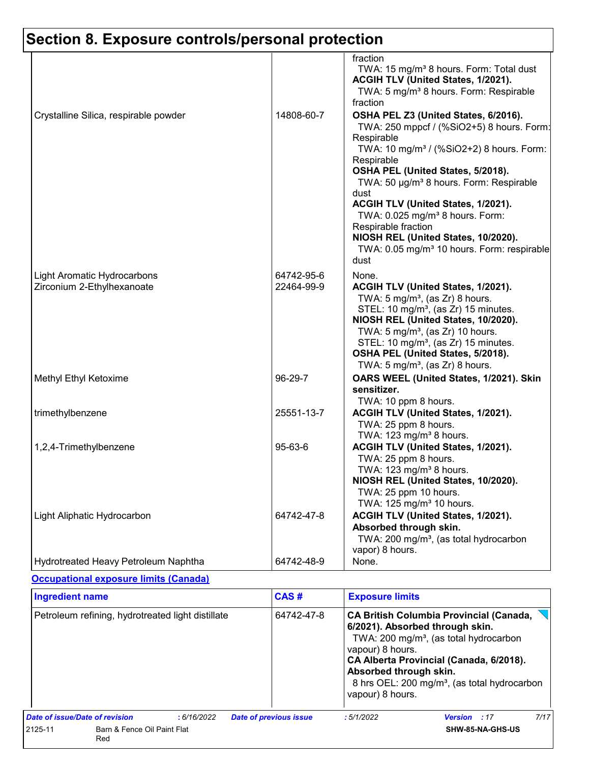# Section 8. Exposure controls/personal protection

| | | |
|---|---|---|
| | | fraction<br>TWA: 15 mg/m³ 8 hours. Form: Total dust<br>**ACGIH TLV (United States, 1/2021).**<br>TWA: 5 mg/m³ 8 hours. Form: Respirable fraction |
| Crystalline Silica, respirable powder | 14808-60-7 | **OSHA PEL Z3 (United States, 6/2016).**<br>TWA: 250 mppcf / (%SiO2+5) 8 hours. Form: Respirable<br>TWA: 10 mg/m³ / (%SiO2+2) 8 hours. Form: Respirable<br>**OSHA PEL (United States, 5/2018).**<br>TWA: 50 µg/m³ 8 hours. Form: Respirable dust<br>**ACGIH TLV (United States, 1/2021).**<br>TWA: 0.025 mg/m³ 8 hours. Form: Respirable fraction<br>**NIOSH REL (United States, 10/2020).**<br>TWA: 0.05 mg/m³ 10 hours. Form: respirable dust |
| Light Aromatic Hydrocarbons | 64742-95-6 | None. |
| Zirconium 2-Ethylhexanoate | 22464-99-9 | **ACGIH TLV (United States, 1/2021).**<br>TWA: 5 mg/m³, (as Zr) 8 hours.<br>STEL: 10 mg/m³, (as Zr) 15 minutes.<br>**NIOSH REL (United States, 10/2020).**<br>TWA: 5 mg/m³, (as Zr) 10 hours.<br>STEL: 10 mg/m³, (as Zr) 15 minutes.<br>**OSHA PEL (United States, 5/2018).**<br>TWA: 5 mg/m³, (as Zr) 8 hours. |
| Methyl Ethyl Ketoxime | 96-29-7 | **OARS WEEL (United States, 1/2021). Skin sensitizer.**<br>TWA: 10 ppm 8 hours. |
| trimethylbenzene | 25551-13-7 | **ACGIH TLV (United States, 1/2021).**<br>TWA: 25 ppm 8 hours.<br>TWA: 123 mg/m³ 8 hours. |
| 1,2,4-Trimethylbenzene | 95-63-6 | **ACGIH TLV (United States, 1/2021).**<br>TWA: 25 ppm 8 hours.<br>TWA: 123 mg/m³ 8 hours.<br>**NIOSH REL (United States, 10/2020).**<br>TWA: 25 ppm 10 hours.<br>TWA: 125 mg/m³ 10 hours. |
| Light Aliphatic Hydrocarbon | 64742-47-8 | **ACGIH TLV (United States, 1/2021). Absorbed through skin.**<br>TWA: 200 mg/m³, (as total hydrocarbon vapor) 8 hours. |
| Hydrotreated Heavy Petroleum Naphtha | 64742-48-9 | None. |

**Occupational exposure limits (Canada)**

| Ingredient name | CAS # | Exposure limits |
|---|---|---|
| Petroleum refining, hydrotreated light distillate | 64742-47-8 | **CA British Columbia Provincial (Canada, 6/2021). Absorbed through skin.**<br>TWA: 200 mg/m³, (as total hydrocarbon vapour) 8 hours.<br>**CA Alberta Provincial (Canada, 6/2018). Absorbed through skin.**<br>8 hrs OEL: 200 mg/m³, (as total hydrocarbon vapour) 8 hours. |

*Date of issue/Date of revision* : 6/16/2022 *Date of previous issue* : 5/1/2022 *Version* : 17

2125-11 Barn & Fence Oil Paint Flat Red SHW-85-NA-GHS-US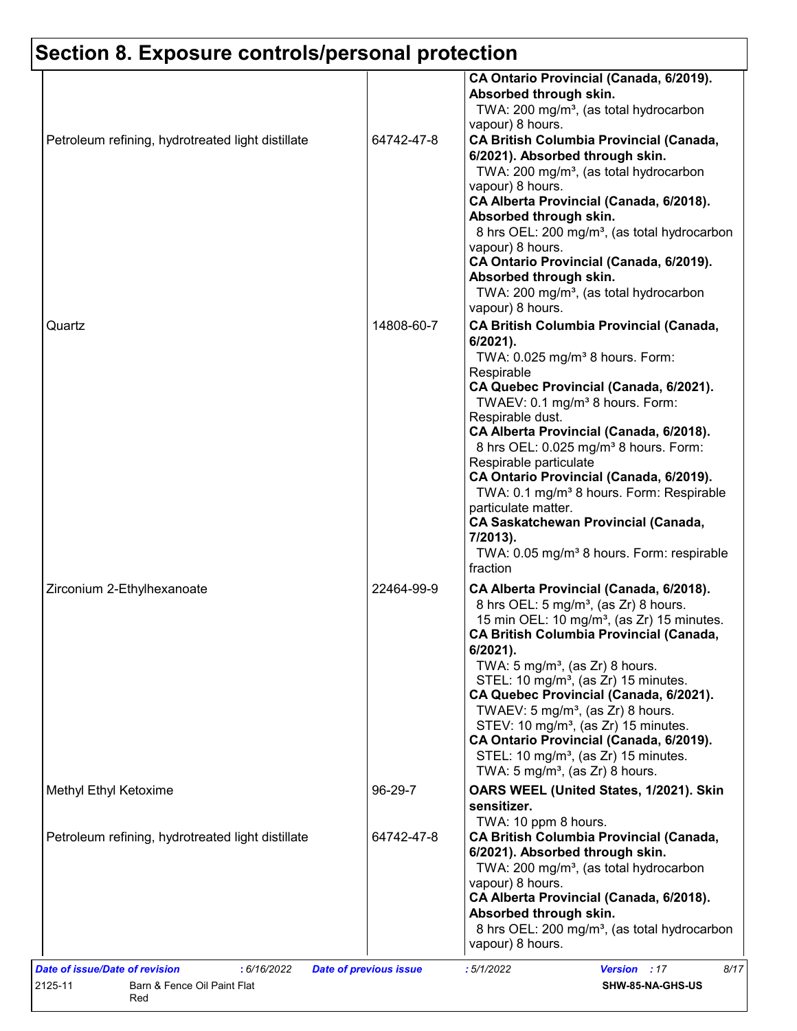## Section 8. Exposure controls/personal protection

| | | |
|---|---|---|
| | | **CA Ontario Provincial (Canada, 6/2019). Absorbed through skin.**<br>TWA: 200 mg/m³, (as total hydrocarbon vapour) 8 hours. |
| Petroleum refining, hydrotreated light distillate | 64742-47-8 | **CA British Columbia Provincial (Canada, 6/2021). Absorbed through skin.**<br>TWA: 200 mg/m³, (as total hydrocarbon vapour) 8 hours.<br>**CA Alberta Provincial (Canada, 6/2018). Absorbed through skin.**<br>8 hrs OEL: 200 mg/m³, (as total hydrocarbon vapour) 8 hours.<br>**CA Ontario Provincial (Canada, 6/2019). Absorbed through skin.**<br>TWA: 200 mg/m³, (as total hydrocarbon vapour) 8 hours. |
| Quartz | 14808-60-7 | **CA British Columbia Provincial (Canada, 6/2021).**<br>TWA: 0.025 mg/m³ 8 hours. Form: Respirable<br>**CA Quebec Provincial (Canada, 6/2021).**<br>TWAEV: 0.1 mg/m³ 8 hours. Form: Respirable dust.<br>**CA Alberta Provincial (Canada, 6/2018).**<br>8 hrs OEL: 0.025 mg/m³ 8 hours. Form: Respirable particulate<br>**CA Ontario Provincial (Canada, 6/2019).**<br>TWA: 0.1 mg/m³ 8 hours. Form: Respirable particulate matter.<br>**CA Saskatchewan Provincial (Canada, 7/2013).**<br>TWA: 0.05 mg/m³ 8 hours. Form: respirable fraction |
| Zirconium 2-Ethylhexanoate | 22464-99-9 | **CA Alberta Provincial (Canada, 6/2018).**<br>8 hrs OEL: 5 mg/m³, (as Zr) 8 hours.<br>15 min OEL: 10 mg/m³, (as Zr) 15 minutes.<br>**CA British Columbia Provincial (Canada, 6/2021).**<br>TWA: 5 mg/m³, (as Zr) 8 hours.<br>STEL: 10 mg/m³, (as Zr) 15 minutes.<br>**CA Quebec Provincial (Canada, 6/2021).**<br>TWAEV: 5 mg/m³, (as Zr) 8 hours.<br>STEV: 10 mg/m³, (as Zr) 15 minutes.<br>**CA Ontario Provincial (Canada, 6/2019).**<br>STEL: 10 mg/m³, (as Zr) 15 minutes.<br>TWA: 5 mg/m³, (as Zr) 8 hours. |
| Methyl Ethyl Ketoxime | 96-29-7 | **OARS WEEL (United States, 1/2021). Skin sensitizer.**<br>TWA: 10 ppm 8 hours. |
| Petroleum refining, hydrotreated light distillate | 64742-47-8 | **CA British Columbia Provincial (Canada, 6/2021). Absorbed through skin.**<br>TWA: 200 mg/m³, (as total hydrocarbon vapour) 8 hours.<br>**CA Alberta Provincial (Canada, 6/2018). Absorbed through skin.**<br>8 hrs OEL: 200 mg/m³, (as total hydrocarbon vapour) 8 hours. |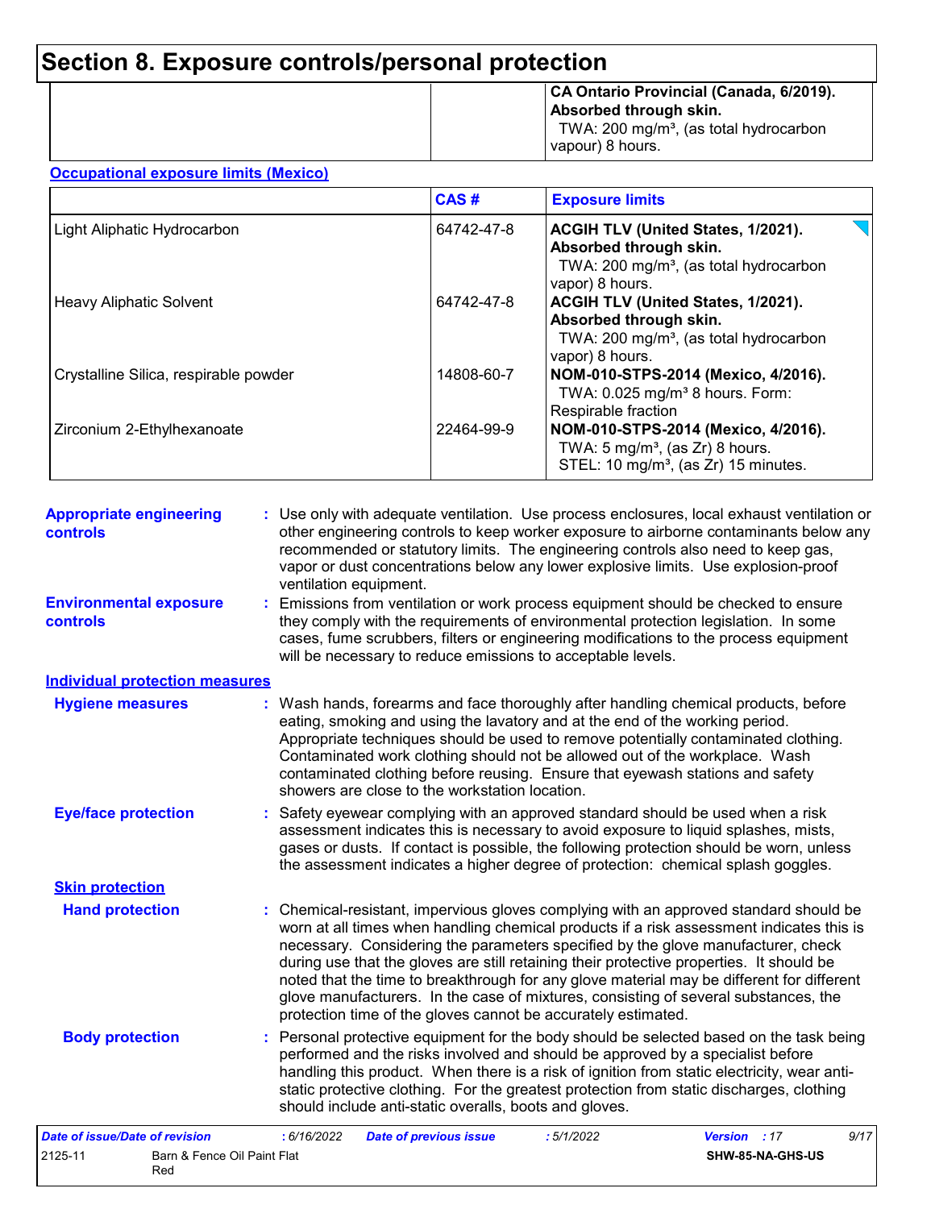# Section 8. Exposure controls/personal protection

| | | |
|---|---|---|
| | | **CA Ontario Provincial (Canada, 6/2019). Absorbed through skin.** TWA: 200 mg/m³, (as total hydrocarbon vapour) 8 hours. |

**Occupational exposure limits (Mexico)**

| | CAS # | Exposure limits |
|---|---|---|
| Light Aliphatic Hydrocarbon | 64742-47-8 | **ACGIH TLV (United States, 1/2021). Absorbed through skin.** TWA: 200 mg/m³, (as total hydrocarbon vapor) 8 hours. |
| Heavy Aliphatic Solvent | 64742-47-8 | **ACGIH TLV (United States, 1/2021). Absorbed through skin.** TWA: 200 mg/m³, (as total hydrocarbon vapor) 8 hours. |
| Crystalline Silica, respirable powder | 14808-60-7 | **NOM-010-STPS-2014 (Mexico, 4/2016).** TWA: 0.025 mg/m³ 8 hours. Form: Respirable fraction |
| Zirconium 2-Ethylhexanoate | 22464-99-9 | **NOM-010-STPS-2014 (Mexico, 4/2016).** TWA: 5 mg/m³, (as Zr) 8 hours. STEL: 10 mg/m³, (as Zr) 15 minutes. |

**Appropriate engineering controls** : Use only with adequate ventilation. Use process enclosures, local exhaust ventilation or other engineering controls to keep worker exposure to airborne contaminants below any recommended or statutory limits. The engineering controls also need to keep gas, vapor or dust concentrations below any lower explosive limits. Use explosion-proof ventilation equipment.

**Environmental exposure controls** : Emissions from ventilation or work process equipment should be checked to ensure they comply with the requirements of environmental protection legislation. In some cases, fume scrubbers, filters or engineering modifications to the process equipment will be necessary to reduce emissions to acceptable levels.

**Individual protection measures**

**Hygiene measures** : Wash hands, forearms and face thoroughly after handling chemical products, before eating, smoking and using the lavatory and at the end of the working period. Appropriate techniques should be used to remove potentially contaminated clothing. Contaminated work clothing should not be allowed out of the workplace. Wash contaminated clothing before reusing. Ensure that eyewash stations and safety showers are close to the workstation location.

**Eye/face protection** : Safety eyewear complying with an approved standard should be used when a risk assessment indicates this is necessary to avoid exposure to liquid splashes, mists, gases or dusts. If contact is possible, the following protection should be worn, unless the assessment indicates a higher degree of protection: chemical splash goggles.

**Skin protection**

**Hand protection** : Chemical-resistant, impervious gloves complying with an approved standard should be worn at all times when handling chemical products if a risk assessment indicates this is necessary. Considering the parameters specified by the glove manufacturer, check during use that the gloves are still retaining their protective properties. It should be noted that the time to breakthrough for any glove material may be different for different glove manufacturers. In the case of mixtures, consisting of several substances, the protection time of the gloves cannot be accurately estimated.

**Body protection** : Personal protective equipment for the body should be selected based on the task being performed and the risks involved and should be approved by a specialist before handling this product. When there is a risk of ignition from static electricity, wear anti-static protective clothing. For the greatest protection from static discharges, clothing should include anti-static overalls, boots and gloves.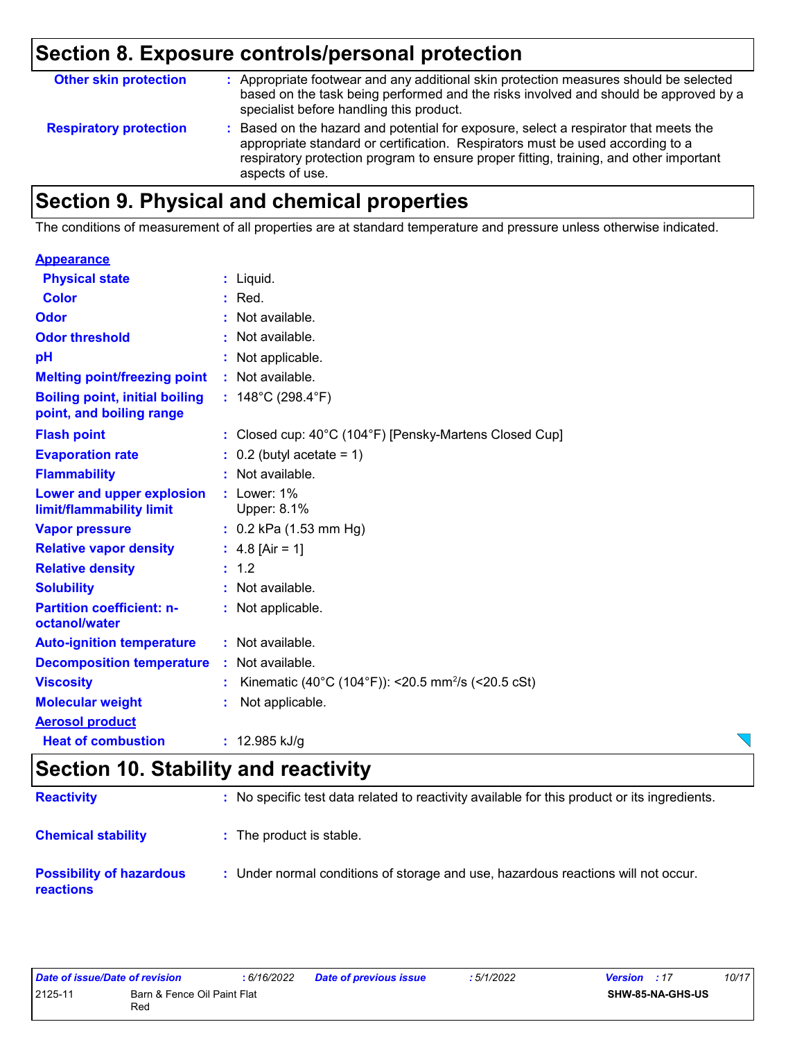## Section 8. Exposure controls/personal protection

| | |
|---|---|
| **Other skin protection** | : Appropriate footwear and any additional skin protection measures should be selected based on the task being performed and the risks involved and should be approved by a specialist before handling this product. |
| **Respiratory protection** | : Based on the hazard and potential for exposure, select a respirator that meets the appropriate standard or certification. Respirators must be used according to a respiratory protection program to ensure proper fitting, training, and other important aspects of use. |

## Section 9. Physical and chemical properties

The conditions of measurement of all properties are at standard temperature and pressure unless otherwise indicated.

**Appearance**

| | |
|---|---|
| **Physical state** | : Liquid. |
| **Color** | : Red. |
| **Odor** | : Not available. |
| **Odor threshold** | : Not available. |
| **pH** | : Not applicable. |
| **Melting point/freezing point** | : Not available. |
| **Boiling point, initial boiling point, and boiling range** | : 148°C (298.4°F) |
| **Flash point** | : Closed cup: 40°C (104°F) [Pensky-Martens Closed Cup] |
| **Evaporation rate** | : 0.2 (butyl acetate = 1) |
| **Flammability** | : Not available. |
| **Lower and upper explosion limit/flammability limit** | : Lower: 1%<br>Upper: 8.1% |
| **Vapor pressure** | : 0.2 kPa (1.53 mm Hg) |
| **Relative vapor density** | : 4.8 [Air = 1] |
| **Relative density** | : 1.2 |
| **Solubility** | : Not available. |
| **Partition coefficient: n-octanol/water** | : Not applicable. |
| **Auto-ignition temperature** | : Not available. |
| **Decomposition temperature** | : Not available. |
| **Viscosity** | : Kinematic (40°C (104°F)): <20.5 $mm^2/s$ (<20.5 cSt) |
| **Molecular weight** | : Not applicable. |

**Aerosol product**

| | |
|---|---|
| **Heat of combustion** | : 12.985 kJ/g |

## Section 10. Stability and reactivity

| | |
|---|---|
| **Reactivity** | : No specific test data related to reactivity available for this product or its ingredients. |
| **Chemical stability** | : The product is stable. |
| **Possibility of hazardous reactions** | : Under normal conditions of storage and use, hazardous reactions will not occur. |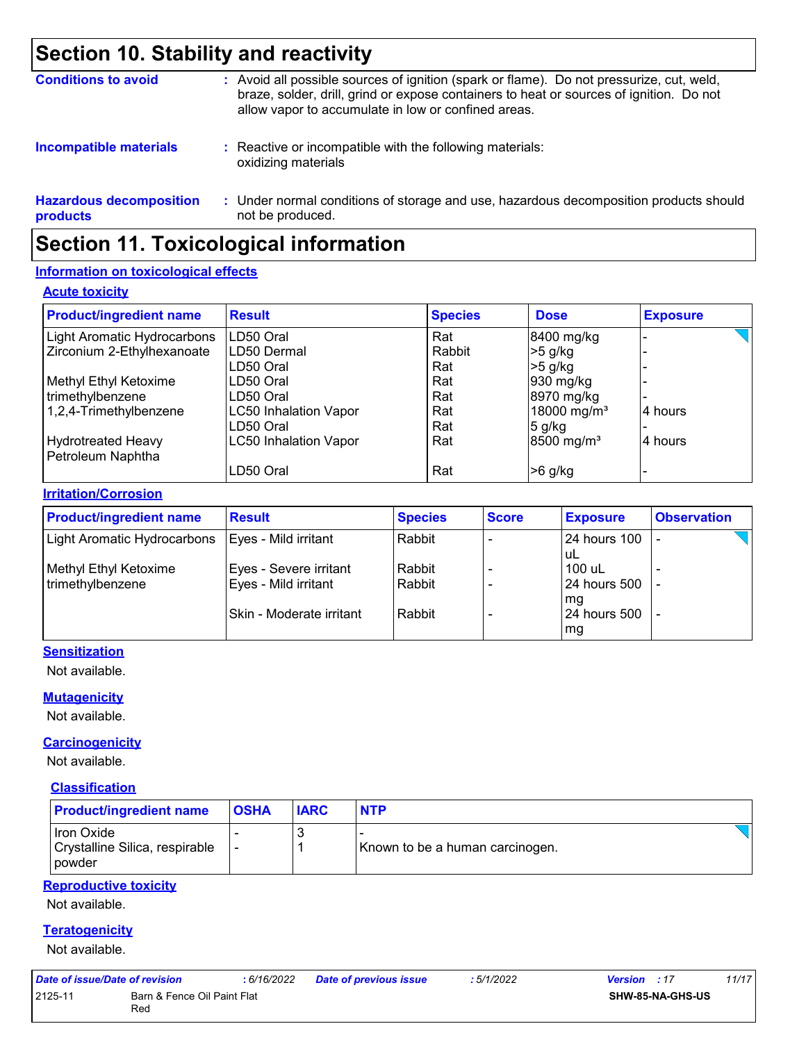## Section 10. Stability and reactivity

**Conditions to avoid** : Avoid all possible sources of ignition (spark or flame). Do not pressurize, cut, weld, braze, solder, drill, grind or expose containers to heat or sources of ignition. Do not allow vapor to accumulate in low or confined areas.

**Incompatible materials** : Reactive or incompatible with the following materials: oxidizing materials

**Hazardous decomposition products** : Under normal conditions of storage and use, hazardous decomposition products should not be produced.

## Section 11. Toxicological information

### Information on toxicological effects

#### Acute toxicity

| Product/ingredient name | Result | Species | Dose | Exposure |
|---|---|---|---|---|
| Light Aromatic Hydrocarbons | LD50 Oral | Rat | 8400 mg/kg | - |
| Zirconium 2-Ethylhexanoate | LD50 Dermal | Rabbit | >5 g/kg | - |
| | LD50 Oral | Rat | >5 g/kg | - |
| Methyl Ethyl Ketoxime | LD50 Oral | Rat | 930 mg/kg | - |
| trimethylbenzene | LD50 Oral | Rat | 8970 mg/kg | - |
| 1,2,4-Trimethylbenzene | LC50 Inhalation Vapor | Rat | 18000 mg/m³ | 4 hours |
| | LD50 Oral | Rat | 5 g/kg | - |
| Hydrotreated Heavy Petroleum Naphtha | LC50 Inhalation Vapor | Rat | 8500 mg/m³ | 4 hours |
| | LD50 Oral | Rat | >6 g/kg | - |

#### Irritation/Corrosion

| Product/ingredient name | Result | Species | Score | Exposure | Observation |
|---|---|---|---|---|---|
| Light Aromatic Hydrocarbons | Eyes - Mild irritant | Rabbit | - | 24 hours 100 uL | - |
| Methyl Ethyl Ketoxime | Eyes - Severe irritant | Rabbit | - | 100 uL | - |
| trimethylbenzene | Eyes - Mild irritant | Rabbit | - | 24 hours 500 mg | - |
| | Skin - Moderate irritant | Rabbit | - | 24 hours 500 mg | - |

#### Sensitization

Not available.

#### Mutagenicity

Not available.

#### Carcinogenicity

Not available.

#### Classification

| Product/ingredient name | OSHA | IARC | NTP |
|---|---|---|---|
| Iron Oxide | - | 3 | - |
| Crystalline Silica, respirable powder | - | 1 | Known to be a human carcinogen. |

#### Reproductive toxicity

Not available.

#### Teratogenicity

Not available.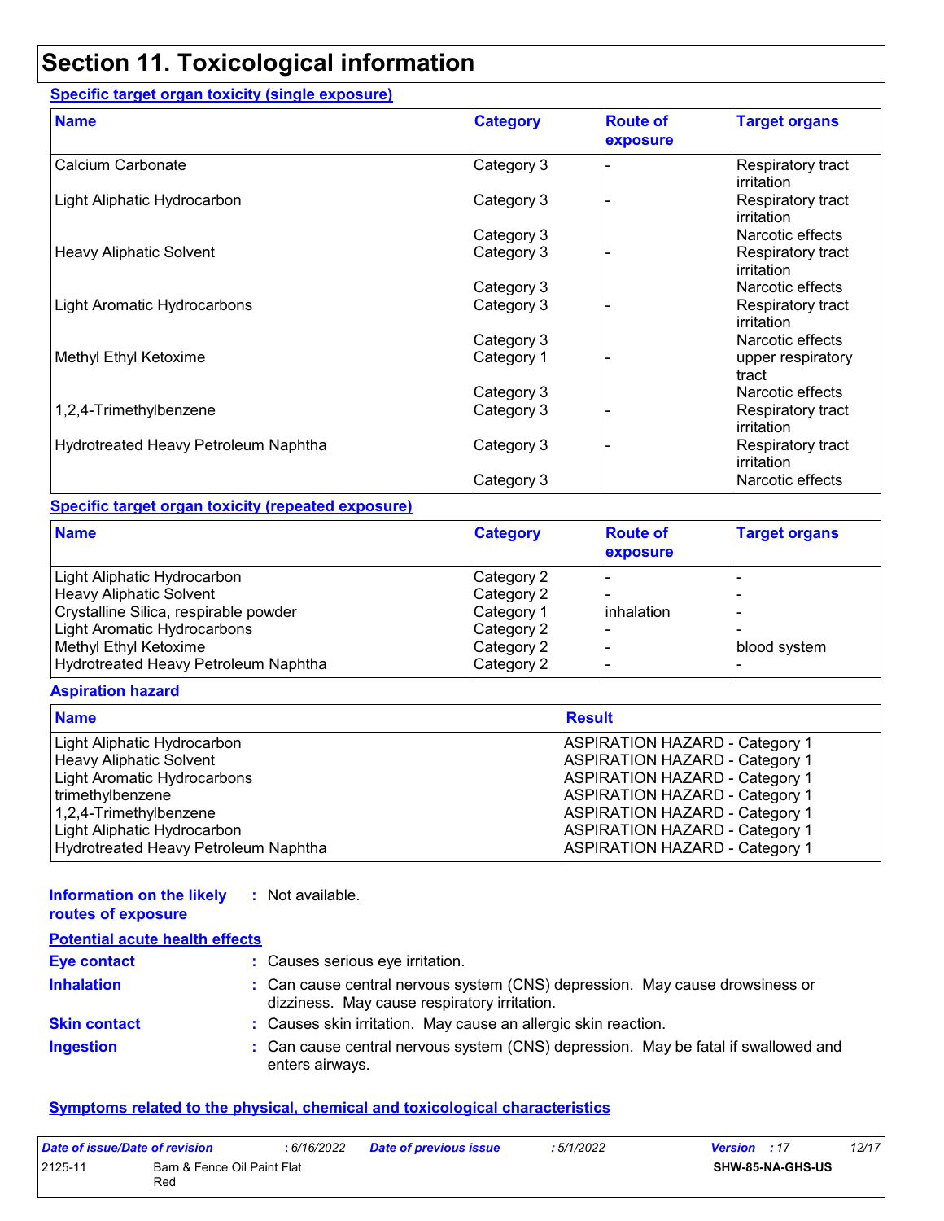# Section 11. Toxicological information

**Specific target organ toxicity (single exposure)**

| Name | Category | Route of exposure | Target organs |
|---|---|---|---|
| Calcium Carbonate | Category 3 | - | Respiratory tract irritation |
| Light Aliphatic Hydrocarbon | Category 3 | - | Respiratory tract irritation |
| | Category 3 | | Narcotic effects |
| Heavy Aliphatic Solvent | Category 3 | - | Respiratory tract irritation |
| | Category 3 | | Narcotic effects |
| Light Aromatic Hydrocarbons | Category 3 | - | Respiratory tract irritation |
| | Category 3 | | Narcotic effects |
| Methyl Ethyl Ketoxime | Category 1 | - | upper respiratory tract |
| | Category 3 | | Narcotic effects |
| 1,2,4-Trimethylbenzene | Category 3 | - | Respiratory tract irritation |
| Hydrotreated Heavy Petroleum Naphtha | Category 3 | - | Respiratory tract irritation |
| | Category 3 | | Narcotic effects |

**Specific target organ toxicity (repeated exposure)**

| Name | Category | Route of exposure | Target organs |
|---|---|---|---|
| Light Aliphatic Hydrocarbon | Category 2 | - | - |
| Heavy Aliphatic Solvent | Category 2 | - | - |
| Crystalline Silica, respirable powder | Category 1 | inhalation | - |
| Light Aromatic Hydrocarbons | Category 2 | - | - |
| Methyl Ethyl Ketoxime | Category 2 | - | blood system |
| Hydrotreated Heavy Petroleum Naphtha | Category 2 | - | - |

**Aspiration hazard**

| Name | Result |
|---|---|
| Light Aliphatic Hydrocarbon | ASPIRATION HAZARD - Category 1 |
| Heavy Aliphatic Solvent | ASPIRATION HAZARD - Category 1 |
| Light Aromatic Hydrocarbons | ASPIRATION HAZARD - Category 1 |
| trimethylbenzene | ASPIRATION HAZARD - Category 1 |
| 1,2,4-Trimethylbenzene | ASPIRATION HAZARD - Category 1 |
| Light Aliphatic Hydrocarbon | ASPIRATION HAZARD - Category 1 |
| Hydrotreated Heavy Petroleum Naphtha | ASPIRATION HAZARD - Category 1 |

**Information on the likely routes of exposure** : Not available.

**Potential acute health effects**

**Eye contact** : Causes serious eye irritation.

**Inhalation** : Can cause central nervous system (CNS) depression. May cause drowsiness or dizziness. May cause respiratory irritation.

**Skin contact** : Causes skin irritation. May cause an allergic skin reaction.

**Ingestion** : Can cause central nervous system (CNS) depression. May be fatal if swallowed and enters airways.

**Symptoms related to the physical, chemical and toxicological characteristics**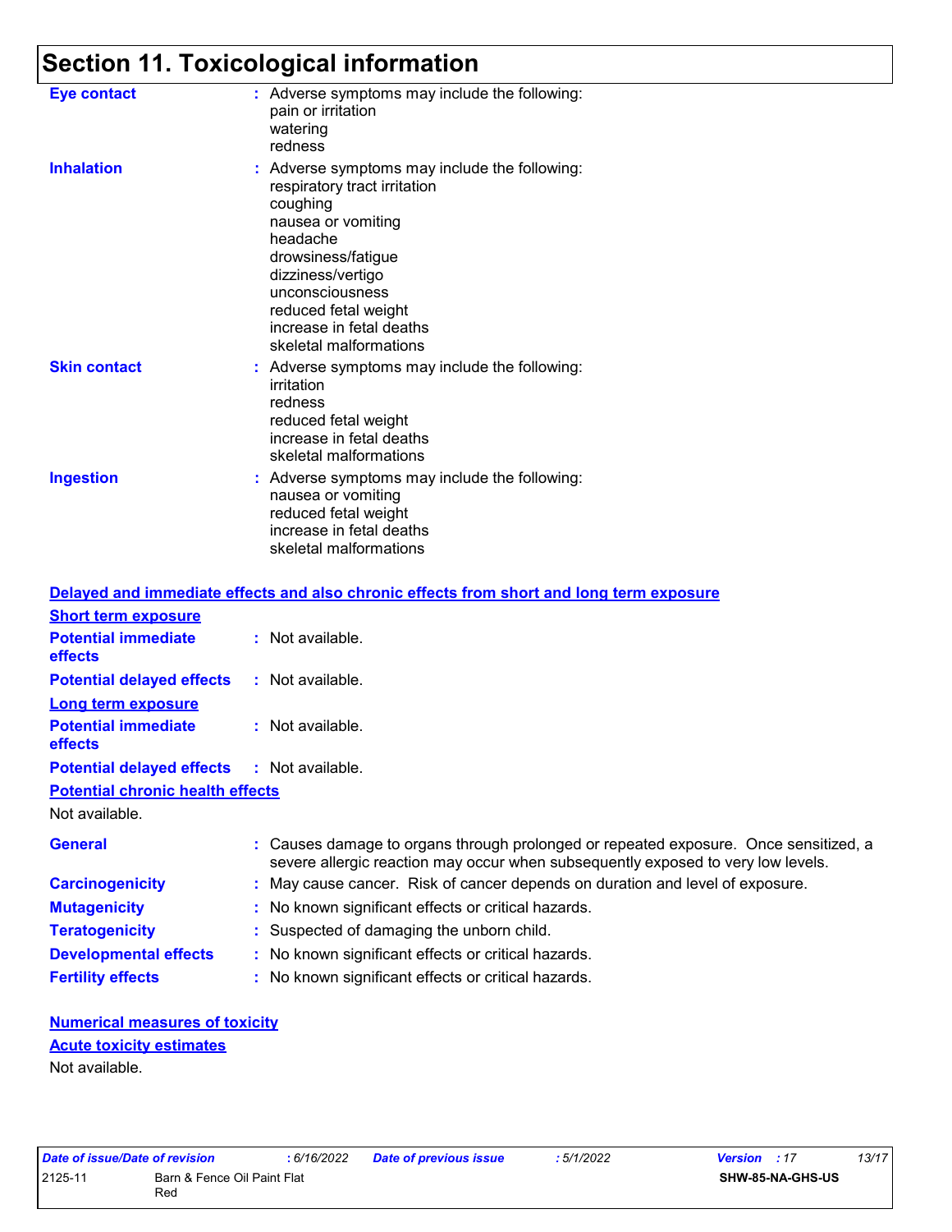# Section 11. Toxicological information

**Eye contact** : Adverse symptoms may include the following:
pain or irritation
watering
redness

**Inhalation** : Adverse symptoms may include the following:
respiratory tract irritation
coughing
nausea or vomiting
headache
drowsiness/fatigue
dizziness/vertigo
unconsciousness
reduced fetal weight
increase in fetal deaths
skeletal malformations

**Skin contact** : Adverse symptoms may include the following:
irritation
redness
reduced fetal weight
increase in fetal deaths
skeletal malformations

**Ingestion** : Adverse symptoms may include the following:
nausea or vomiting
reduced fetal weight
increase in fetal deaths
skeletal malformations

## Delayed and immediate effects and also chronic effects from short and long term exposure

### Short term exposure

**Potential immediate effects** : Not available.

**Potential delayed effects** : Not available.

### Long term exposure

**Potential immediate effects** : Not available.

**Potential delayed effects** : Not available.

### Potential chronic health effects

Not available.

**General** : Causes damage to organs through prolonged or repeated exposure. Once sensitized, a severe allergic reaction may occur when subsequently exposed to very low levels.

**Carcinogenicity** : May cause cancer. Risk of cancer depends on duration and level of exposure.

**Mutagenicity** : No known significant effects or critical hazards.

**Teratogenicity** : Suspected of damaging the unborn child.

**Developmental effects** : No known significant effects or critical hazards.

**Fertility effects** : No known significant effects or critical hazards.

### Numerical measures of toxicity

### Acute toxicity estimates

Not available.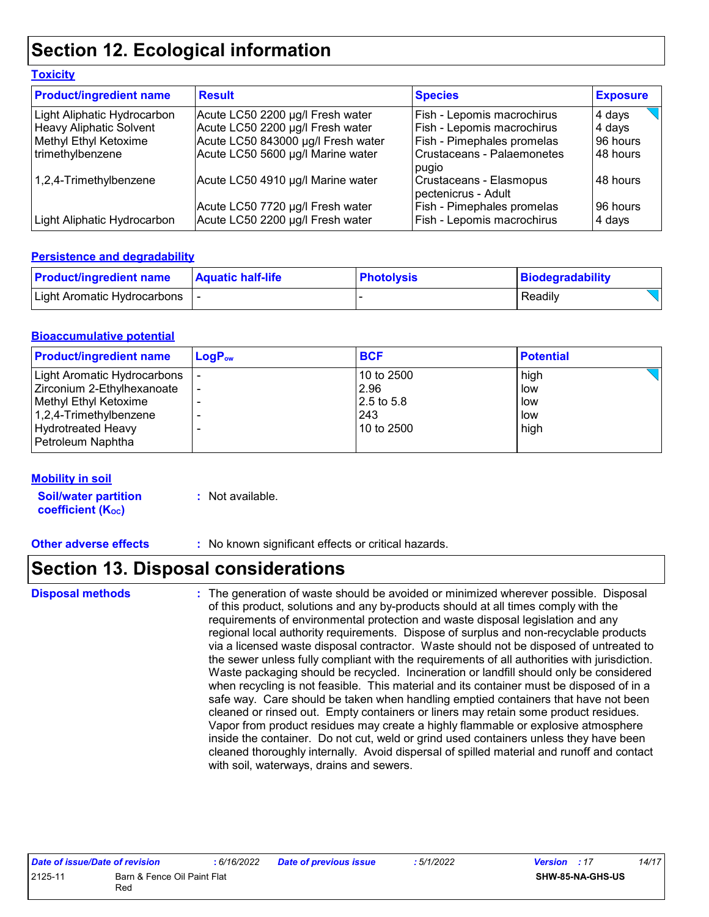# Section 12. Ecological information

### Toxicity

| Product/ingredient name | Result | Species | Exposure |
|---|---|---|---|
| Light Aliphatic Hydrocarbon | Acute LC50 2200 µg/l Fresh water | Fish - Lepomis macrochirus | 4 days |
| Heavy Aliphatic Solvent | Acute LC50 2200 µg/l Fresh water | Fish - Lepomis macrochirus | 4 days |
| Methyl Ethyl Ketoxime | Acute LC50 843000 µg/l Fresh water | Fish - Pimephales promelas | 96 hours |
| trimethylbenzene | Acute LC50 5600 µg/l Marine water | Crustaceans - Palaemonetes pugio | 48 hours |
| 1,2,4-Trimethylbenzene | Acute LC50 4910 µg/l Marine water | Crustaceans - Elasmopus pectenicrus - Adult | 48 hours |
| | Acute LC50 7720 µg/l Fresh water | Fish - Pimephales promelas | 96 hours |
| Light Aliphatic Hydrocarbon | Acute LC50 2200 µg/l Fresh water | Fish - Lepomis macrochirus | 4 days |

### Persistence and degradability

| Product/ingredient name | Aquatic half-life | Photolysis | Biodegradability |
|---|---|---|---|
| Light Aromatic Hydrocarbons | - | - | Readily |

### Bioaccumulative potential

| Product/ingredient name | $LogP_{ow}$ | BCF | Potential |
|---|---|---|---|
| Light Aromatic Hydrocarbons | - | 10 to 2500 | high |
| Zirconium 2-Ethylhexanoate | - | 2.96 | low |
| Methyl Ethyl Ketoxime | - | 2.5 to 5.8 | low |
| 1,2,4-Trimethylbenzene | - | 243 | low |
| Hydrotreated Heavy Petroleum Naphtha | - | 10 to 2500 | high |

### Mobility in soil

**Soil/water partition coefficient ($K_{OC}$)** : Not available.

**Other adverse effects** : No known significant effects or critical hazards.

# Section 13. Disposal considerations

**Disposal methods** : The generation of waste should be avoided or minimized wherever possible. Disposal of this product, solutions and any by-products should at all times comply with the requirements of environmental protection and waste disposal legislation and any regional local authority requirements. Dispose of surplus and non-recyclable products via a licensed waste disposal contractor. Waste should not be disposed of untreated to the sewer unless fully compliant with the requirements of all authorities with jurisdiction. Waste packaging should be recycled. Incineration or landfill should only be considered when recycling is not feasible. This material and its container must be disposed of in a safe way. Care should be taken when handling emptied containers that have not been cleaned or rinsed out. Empty containers or liners may retain some product residues. Vapor from product residues may create a highly flammable or explosive atmosphere inside the container. Do not cut, weld or grind used containers unless they have been cleaned thoroughly internally. Avoid dispersal of spilled material and runoff and contact with soil, waterways, drains and sewers.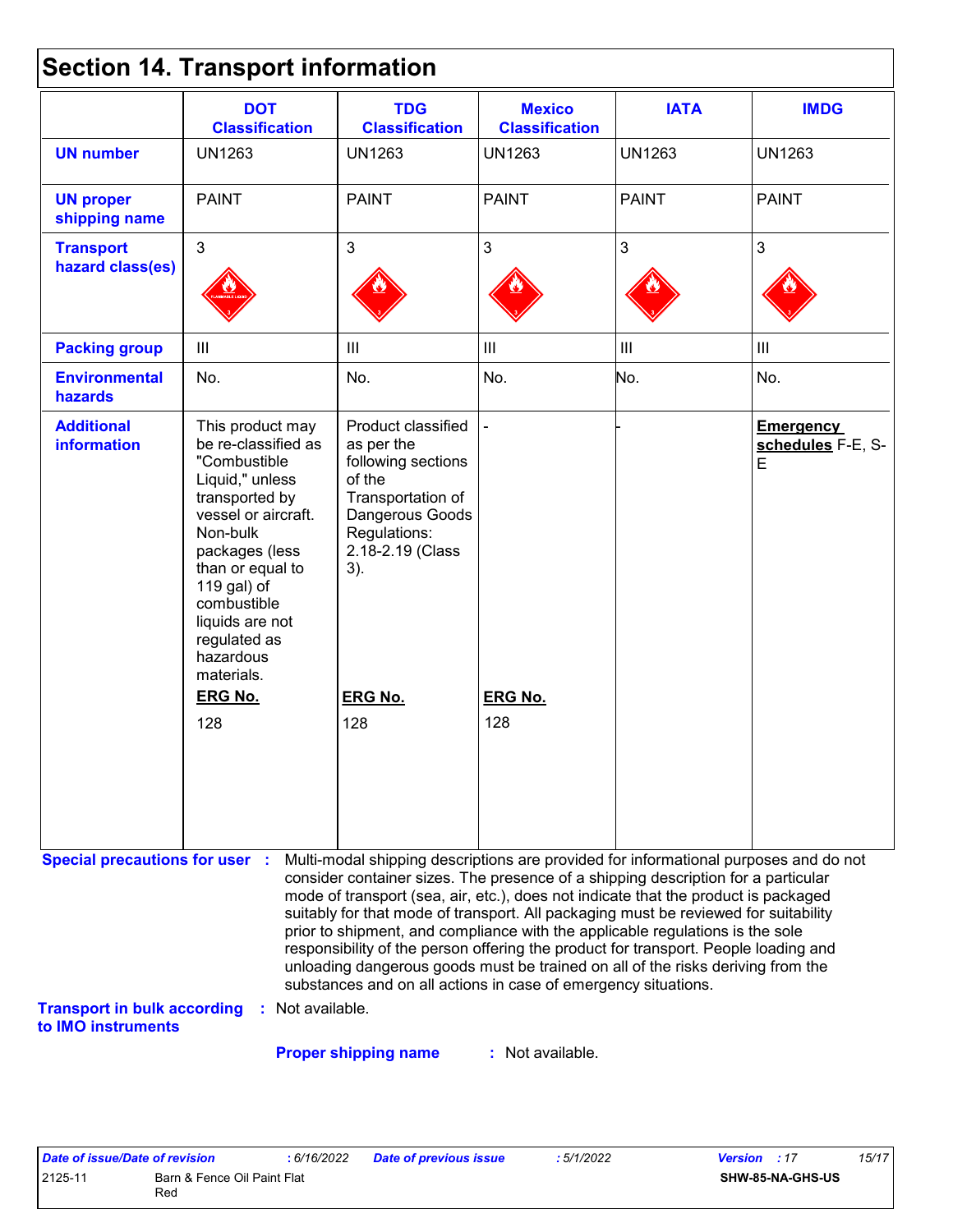# Section 14. Transport information

| | DOT Classification | TDG Classification | Mexico Classification | IATA | IMDG |
|---|---|---|---|---|---|
| **UN number** | UN1263 | UN1263 | UN1263 | UN1263 | UN1263 |
| **UN proper shipping name** | PAINT | PAINT | PAINT | PAINT | PAINT |
| **Transport hazard class(es)** | 3 | 3 | 3 | 3 | 3 |
| **Packing group** | III | III | III | III | III |
| **Environmental hazards** | No. | No. | No. | No. | No. |
| **Additional information** | This product may be re-classified as "Combustible Liquid," unless transported by vessel or aircraft. Non-bulk packages (less than or equal to 119 gal) of combustible liquids are not regulated as hazardous materials. **ERG No.** 128 | Product classified as per the following sections of the Transportation of Dangerous Goods Regulations: 2.18-2.19 (Class 3). **ERG No.** 128 | - **ERG No.** 128 | - | **Emergency schedules** F-E, S-E |

**Special precautions for user** : Multi-modal shipping descriptions are provided for informational purposes and do not consider container sizes. The presence of a shipping description for a particular mode of transport (sea, air, etc.), does not indicate that the product is packaged suitably for that mode of transport. All packaging must be reviewed for suitability prior to shipment, and compliance with the applicable regulations is the sole responsibility of the person offering the product for transport. People loading and unloading dangerous goods must be trained on all of the risks deriving from the substances and on all actions in case of emergency situations.

**Transport in bulk according to IMO instruments** : Not available.

**Proper shipping name** : Not available.

| Date of issue/Date of revision | : 6/16/2022 | Date of previous issue | : 5/1/2022 | Version : 17 |
|---|---|---|---|---|
| 2125-11 | Barn & Fence Oil Paint Flat Red | | | SHW-85-NA-GHS-US |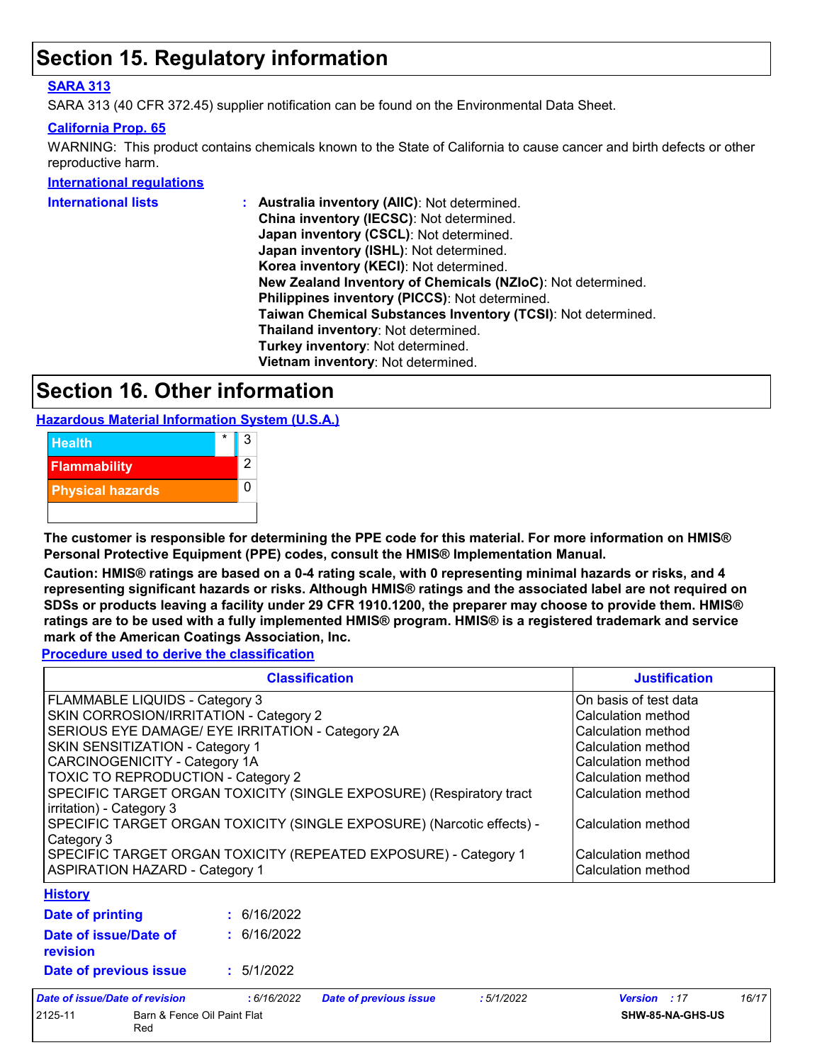# Section 15. Regulatory information

**SARA 313**

SARA 313 (40 CFR 372.45) supplier notification can be found on the Environmental Data Sheet.

**California Prop. 65**

WARNING: This product contains chemicals known to the State of California to cause cancer and birth defects or other reproductive harm.

**International regulations**

**International lists** :
**Australia inventory (AIIC)**: Not determined.
**China inventory (IECSC)**: Not determined.
**Japan inventory (CSCL)**: Not determined.
**Japan inventory (ISHL)**: Not determined.
**Korea inventory (KECI)**: Not determined.
**New Zealand Inventory of Chemicals (NZIoC)**: Not determined.
**Philippines inventory (PICCS)**: Not determined.
**Taiwan Chemical Substances Inventory (TCSI)**: Not determined.
**Thailand inventory**: Not determined.
**Turkey inventory**: Not determined.
**Vietnam inventory**: Not determined.

# Section 16. Other information

**Hazardous Material Information System (U.S.A.)**

| | | |
|---|---|---|
| Health | * | 3 |
| Flammability | | 2 |
| Physical hazards | | 0 |
| | | |

**The customer is responsible for determining the PPE code for this material. For more information on HMIS® Personal Protective Equipment (PPE) codes, consult the HMIS® Implementation Manual.**

**Caution: HMIS® ratings are based on a 0-4 rating scale, with 0 representing minimal hazards or risks, and 4 representing significant hazards or risks. Although HMIS® ratings and the associated label are not required on SDSs or products leaving a facility under 29 CFR 1910.1200, the preparer may choose to provide them. HMIS® ratings are to be used with a fully implemented HMIS® program. HMIS® is a registered trademark and service mark of the American Coatings Association, Inc.**

**Procedure used to derive the classification**

| Classification | Justification |
|---|---|
| FLAMMABLE LIQUIDS - Category 3 | On basis of test data |
| SKIN CORROSION/IRRITATION - Category 2 | Calculation method |
| SERIOUS EYE DAMAGE/ EYE IRRITATION - Category 2A | Calculation method |
| SKIN SENSITIZATION - Category 1 | Calculation method |
| CARCINOGENICITY - Category 1A | Calculation method |
| TOXIC TO REPRODUCTION - Category 2 | Calculation method |
| SPECIFIC TARGET ORGAN TOXICITY (SINGLE EXPOSURE) (Respiratory tract irritation) - Category 3 | Calculation method |
| SPECIFIC TARGET ORGAN TOXICITY (SINGLE EXPOSURE) (Narcotic effects) - Category 3 | Calculation method |
| SPECIFIC TARGET ORGAN TOXICITY (REPEATED EXPOSURE) - Category 1 | Calculation method |
| ASPIRATION HAZARD - Category 1 | Calculation method |

**History**

**Date of printing** : 6/16/2022

**Date of issue/Date of revision** : 6/16/2022

**Date of previous issue** : 5/1/2022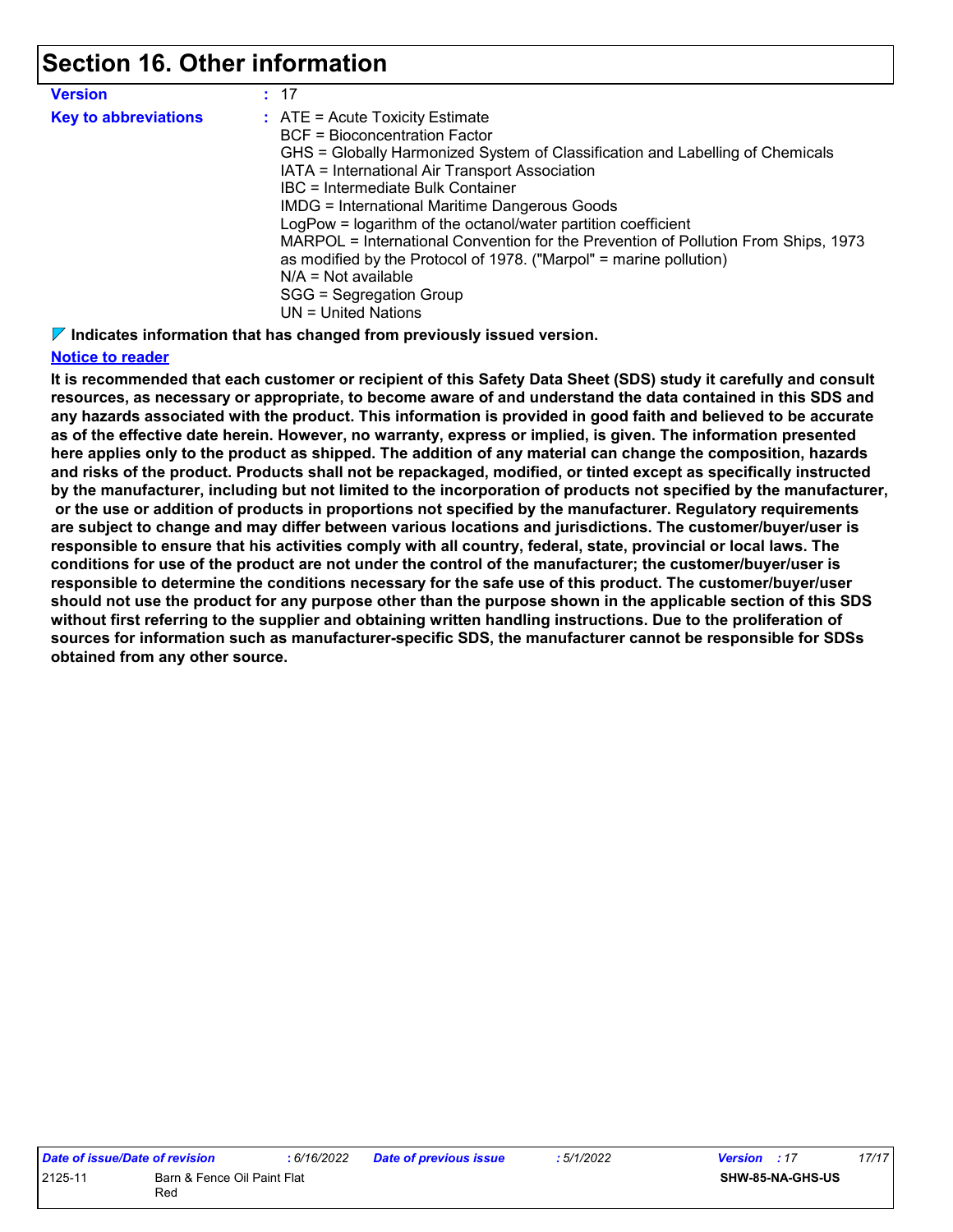# Section 16. Other information

**Version** : 17

**Key to abbreviations** :
ATE = Acute Toxicity Estimate
BCF = Bioconcentration Factor
GHS = Globally Harmonized System of Classification and Labelling of Chemicals
IATA = International Air Transport Association
IBC = Intermediate Bulk Container
IMDG = International Maritime Dangerous Goods
LogPow = logarithm of the octanol/water partition coefficient
MARPOL = International Convention for the Prevention of Pollution From Ships, 1973 as modified by the Protocol of 1978. ("Marpol" = marine pollution)
N/A = Not available
SGG = Segregation Group
UN = United Nations

**Indicates information that has changed from previously issued version.**

**Notice to reader**

**It is recommended that each customer or recipient of this Safety Data Sheet (SDS) study it carefully and consult resources, as necessary or appropriate, to become aware of and understand the data contained in this SDS and any hazards associated with the product. This information is provided in good faith and believed to be accurate as of the effective date herein. However, no warranty, express or implied, is given. The information presented here applies only to the product as shipped. The addition of any material can change the composition, hazards and risks of the product. Products shall not be repackaged, modified, or tinted except as specifically instructed by the manufacturer, including but not limited to the incorporation of products not specified by the manufacturer, or the use or addition of products in proportions not specified by the manufacturer. Regulatory requirements are subject to change and may differ between various locations and jurisdictions. The customer/buyer/user is responsible to ensure that his activities comply with all country, federal, state, provincial or local laws. The conditions for use of the product are not under the control of the manufacturer; the customer/buyer/user is responsible to determine the conditions necessary for the safe use of this product. The customer/buyer/user should not use the product for any purpose other than the purpose shown in the applicable section of this SDS without first referring to the supplier and obtaining written handling instructions. Due to the proliferation of sources for information such as manufacturer-specific SDS, the manufacturer cannot be responsible for SDSs obtained from any other source.**